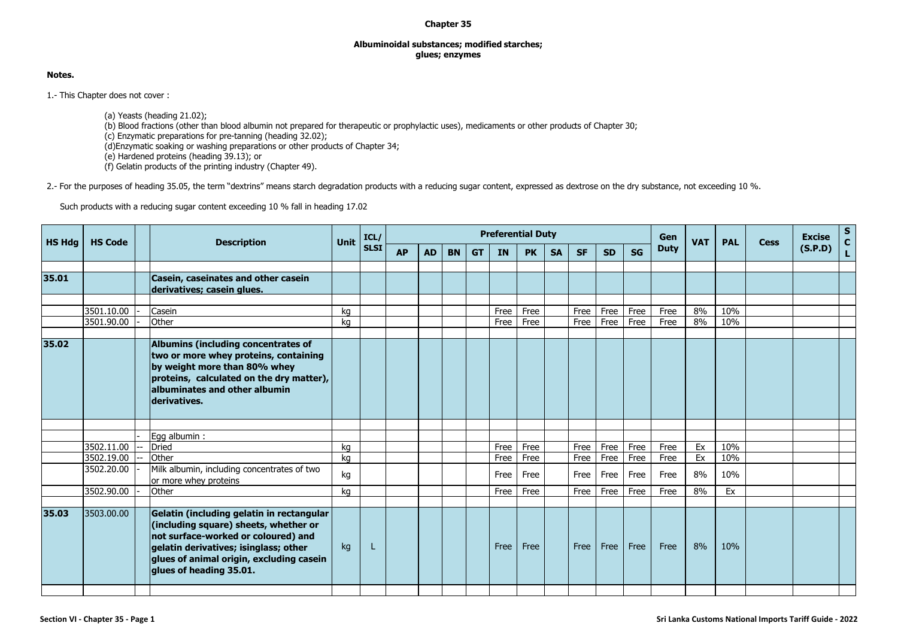# Chapter 35

## Albuminoidal substances; modified starches; glues; enzymes

**Notes.**

1.- This Chapter does not cover :

(a) Yeasts (heading 21.02);
(b) Blood fractions (other than blood albumin not prepared for therapeutic or prophylactic uses), medicaments or other products of Chapter 30;
(c) Enzymatic preparations for pre-tanning (heading 32.02);
(d)Enzymatic soaking or washing preparations or other products of Chapter 34;
(e) Hardened proteins (heading 39.13); or
(f) Gelatin products of the printing industry (Chapter 49).

2.- For the purposes of heading 35.05, the term "dextrins" means starch degradation products with a reducing sugar content, expressed as dextrose on the dry substance, not exceeding 10 %.

Such products with a reducing sugar content exceeding 10 % fall in heading 17.02

| HS Hdg | HS Code | | Description | Unit | ICL/ SLSI | Preferential Duty | | | | | | | | | | Gen Duty | VAT | PAL | Cess | Excise (S.P.D) | S C L |
|---|---|---|---|---|---|---|---|---|---|---|---|---|---|---|---|---|---|---|---|---|---|
| | | | | | | AP | AD | BN | GT | IN | PK | SA | SF | SD | SG | | | | | | |
| **35.01** | | | **Casein, caseinates and other casein derivatives; casein glues.** | | | | | | | | | | | | | | | | | | |
| | 3501.10.00 | - | Casein | kg | | | | | | Free | Free | | Free | Free | Free | Free | 8% | 10% | | | |
| | 3501.90.00 | - | Other | kg | | | | | | Free | Free | | Free | Free | Free | Free | 8% | 10% | | | |
| **35.02** | | | **Albumins (including concentrates of two or more whey proteins, containing by weight more than 80% whey proteins, calculated on the dry matter), albuminates and other albumin derivatives.** | | | | | | | | | | | | | | | | | | |
| | | - | Egg albumin : | | | | | | | | | | | | | | | | | | |
| | 3502.11.00 | -- | Dried | kg | | | | | | Free | Free | | Free | Free | Free | Free | Ex | 10% | | | |
| | 3502.19.00 | -- | Other | kg | | | | | | Free | Free | | Free | Free | Free | Free | Ex | 10% | | | |
| | 3502.20.00 | - | Milk albumin, including concentrates of two or more whey proteins | kg | | | | | | Free | Free | | Free | Free | Free | Free | 8% | 10% | | | |
| | 3502.90.00 | - | Other | kg | | | | | | Free | Free | | Free | Free | Free | Free | 8% | Ex | | | |
| **35.03** | 3503.00.00 | | **Gelatin (including gelatin in rectangular (including square) sheets, whether or not surface-worked or coloured) and gelatin derivatives; isinglass; other glues of animal origin, excluding casein glues of heading 35.01.** | kg | L | | | | | Free | Free | | Free | Free | Free | Free | 8% | 10% | | | |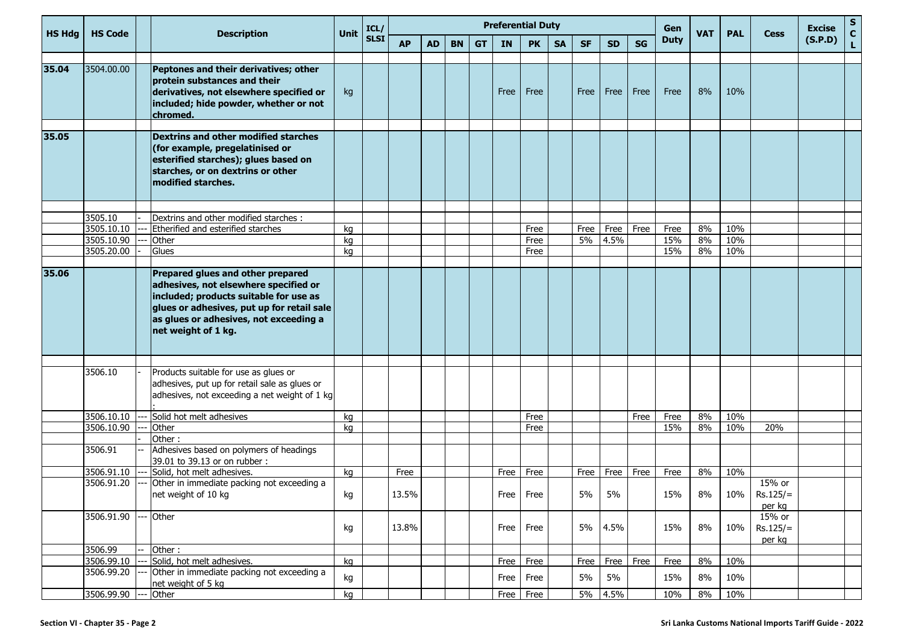| HS Hdg | HS Code | | Description | Unit | ICL/ SLSI | Preferential Duty | | | | | | | | | | Gen Duty | VAT | PAL | Cess | Excise (S.P.D) | SCL |
|---|---|---|---|---|---|---|---|---|---|---|---|---|---|---|---|---|---|---|---|---|---|
| | | | | | | AP | AD | BN | GT | IN | PK | SA | SF | SD | SG | | | | | | |
| 35.04 | 3504.00.00 | | **Peptones and their derivatives; other protein substances and their derivatives, not elsewhere specified or included; hide powder, whether or not chromed.** | kg | | | | | | Free | Free | | Free | Free | Free | Free | 8% | 10% | | | |
| 35.05 | | | **Dextrins and other modified starches (for example, pregelatinised or esterified starches); glues based on starches, or on dextrins or other modified starches.** | | | | | | | | | | | | | | | | | | |
| | 3505.10 | - | Dextrins and other modified starches : | | | | | | | | | | | | | | | | | | |
| | 3505.10.10 | --- | Etherified and esterified starches | kg | | | | | | | Free | | Free | Free | Free | Free | 8% | 10% | | | |
| | 3505.10.90 | --- | Other | kg | | | | | | | Free | | 5% | 4.5% | | 15% | 8% | 10% | | | |
| | 3505.20.00 | - | Glues | kg | | | | | | | Free | | | | | 15% | 8% | 10% | | | |
| 35.06 | | | **Prepared glues and other prepared adhesives, not elsewhere specified or included; products suitable for use as glues or adhesives, put up for retail sale as glues or adhesives, not exceeding a net weight of 1 kg.** | | | | | | | | | | | | | | | | | | |
| | 3506.10 | - | Products suitable for use as glues or adhesives, put up for retail sale as glues or adhesives, not exceeding a net weight of 1 kg : | | | | | | | | | | | | | | | | | | |
| | 3506.10.10 | --- | Solid hot melt adhesives | kg | | | | | | | Free | | | | Free | Free | 8% | 10% | | | |
| | 3506.10.90 | --- | Other | kg | | | | | | | Free | | | | | 15% | 8% | 10% | 20% | | |
| | | - | Other : | | | | | | | | | | | | | | | | | | |
| | 3506.91 | -- | Adhesives based on polymers of headings 39.01 to 39.13 or on rubber : | | | | | | | | | | | | | | | | | | |
| | 3506.91.10 | --- | Solid, hot melt adhesives. | kg | | Free | | | | Free | Free | | Free | Free | Free | Free | 8% | 10% | | | |
| | 3506.91.20 | --- | Other in immediate packing not exceeding a net weight of 10 kg | kg | | 13.5% | | | | Free | Free | | 5% | 5% | | 15% | 8% | 10% | 15% or Rs.125/= per kg | | |
| | 3506.91.90 | --- | Other | kg | | 13.8% | | | | Free | Free | | 5% | 4.5% | | 15% | 8% | 10% | 15% or Rs.125/= per kg | | |
| | 3506.99 | -- | Other : | | | | | | | | | | | | | | | | | | |
| | 3506.99.10 | --- | Solid, hot melt adhesives. | kg | | | | | | Free | Free | | Free | Free | Free | Free | 8% | 10% | | | |
| | 3506.99.20 | --- | Other in immediate packing not exceeding a net weight of 5 kg | kg | | | | | | Free | Free | | 5% | 5% | | 15% | 8% | 10% | | | |
| | 3506.99.90 | --- | Other | kg | | | | | | Free | Free | | 5% | 4.5% | | 10% | 8% | 10% | | | |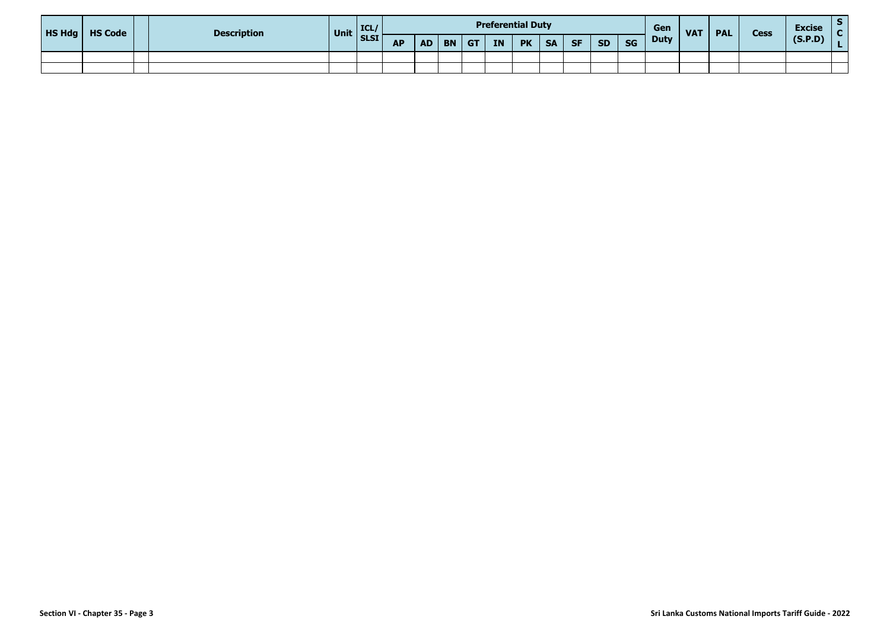| HS Hdg | HS Code | | Description | Unit | ICL/ SLSI | Preferential Duty | | | | | | | | | | Gen Duty | VAT | PAL | Cess | Excise (S.P.D) | S C L |
|---|---|---|---|---|---|---|---|---|---|---|---|---|---|---|---|---|---|---|---|---|---|
| | | | | | | AP | AD | BN | GT | IN | PK | SA | SF | SD | SG | | | | | | |
| | | | | | | | | | | | | | | | | | | | | | |
| | | | | | | | | | | | | | | | | | | | | | |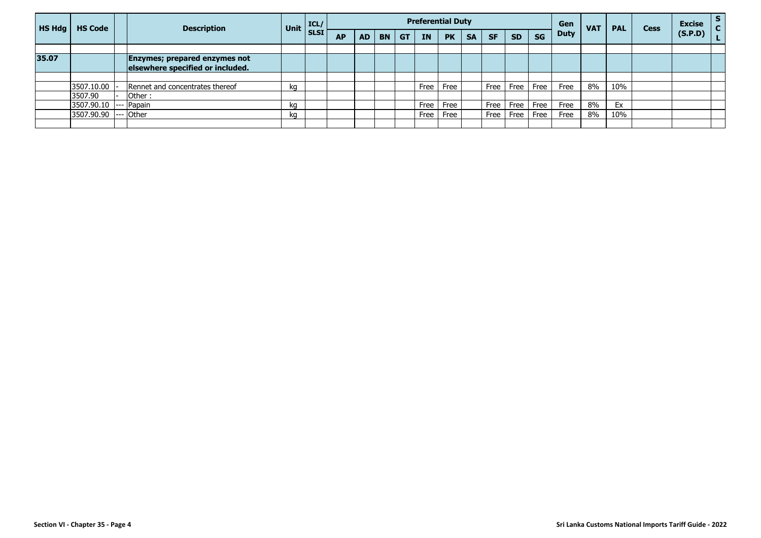| HS Hdg | HS Code | | Description | Unit | ICL/ SLSI | Preferential Duty | | | | | | | | | | Gen Duty | VAT | PAL | Cess | Excise (S.P.D) | S C L |
|---|---|---|---|---|---|---|---|---|---|---|---|---|---|---|---|---|---|---|---|---|---|
| | | | | | | AP | AD | BN | GT | IN | PK | SA | SF | SD | SG | | | | | | |
| | | | | | | | | | | | | | | | | | | | | | |
| **35.07** | | | **Enzymes; prepared enzymes not elsewhere specified or included.** | | | | | | | | | | | | | | | | | | |
| | | | | | | | | | | | | | | | | | | | | | |
| | 3507.10.00 | - | Rennet and concentrates thereof | kg | | | | | | Free | Free | | Free | Free | Free | Free | 8% | 10% | | | |
| | 3507.90 | - | Other : | | | | | | | | | | | | | | | | | | |
| | 3507.90.10 | --- | Papain | kg | | | | | | Free | Free | | Free | Free | Free | Free | 8% | Ex | | | |
| | 3507.90.90 | --- | Other | kg | | | | | | Free | Free | | Free | Free | Free | Free | 8% | 10% | | | |
| | | | | | | | | | | | | | | | | | | | | | |